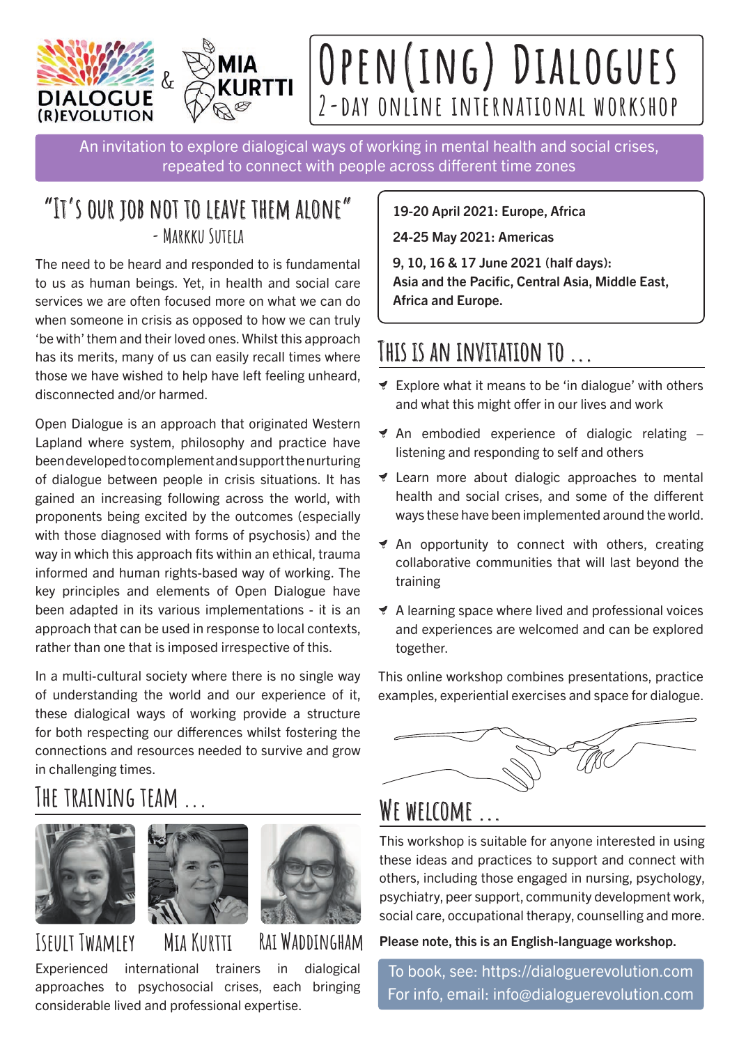DIALOGUE (R)EVOLUTION & MIA KURTTI

# Open(ing) Dialogues

## 2-day online international workshop

An invitation to explore dialogical ways of working in mental health and social crises, repeated to connect with people across different time zones

## "It's our job not to leave them alone"

- Markku Sutela

The need to be heard and responded to is fundamental to us as human beings. Yet, in health and social care services we are often focused more on what we can do when someone in crisis as opposed to how we can truly 'be with' them and their loved ones. Whilst this approach has its merits, many of us can easily recall times where those we have wished to help have left feeling unheard, disconnected and/or harmed.

Open Dialogue is an approach that originated Western Lapland where system, philosophy and practice have been developed to complement and support the nurturing of dialogue between people in crisis situations. It has gained an increasing following across the world, with proponents being excited by the outcomes (especially with those diagnosed with forms of psychosis) and the way in which this approach fits within an ethical, trauma informed and human rights-based way of working. The key principles and elements of Open Dialogue have been adapted in its various implementations - it is an approach that can be used in response to local contexts, rather than one that is imposed irrespective of this.

In a multi-cultural society where there is no single way of understanding the world and our experience of it, these dialogical ways of working provide a structure for both respecting our differences whilst fostering the connections and resources needed to survive and grow in challenging times.

## The training team ...

Iseult Twamley

Mia Kurtti

Rai Waddingham

Experienced international trainers in dialogical approaches to psychosocial crises, each bringing considerable lived and professional expertise.

**19-20 April 2021: Europe, Africa**

**24-25 May 2021: Americas**

**9, 10, 16 & 17 June 2021 (half days):**
**Asia and the Pacific, Central Asia, Middle East, Africa and Europe.**

## This is an invitation to ...

- Explore what it means to be 'in dialogue' with others and what this might offer in our lives and work
- An embodied experience of dialogic relating – listening and responding to self and others
- Learn more about dialogic approaches to mental health and social crises, and some of the different ways these have been implemented around the world.
- An opportunity to connect with others, creating collaborative communities that will last beyond the training
- A learning space where lived and professional voices and experiences are welcomed and can be explored together.

This online workshop combines presentations, practice examples, experiential exercises and space for dialogue.

## We welcome ...

This workshop is suitable for anyone interested in using these ideas and practices to support and connect with others, including those engaged in nursing, psychology, psychiatry, peer support, community development work, social care, occupational therapy, counselling and more.

**Please note, this is an English-language workshop.**

To book, see: https://dialoguerevolution.com
For info, email: info@dialoguerevolution.com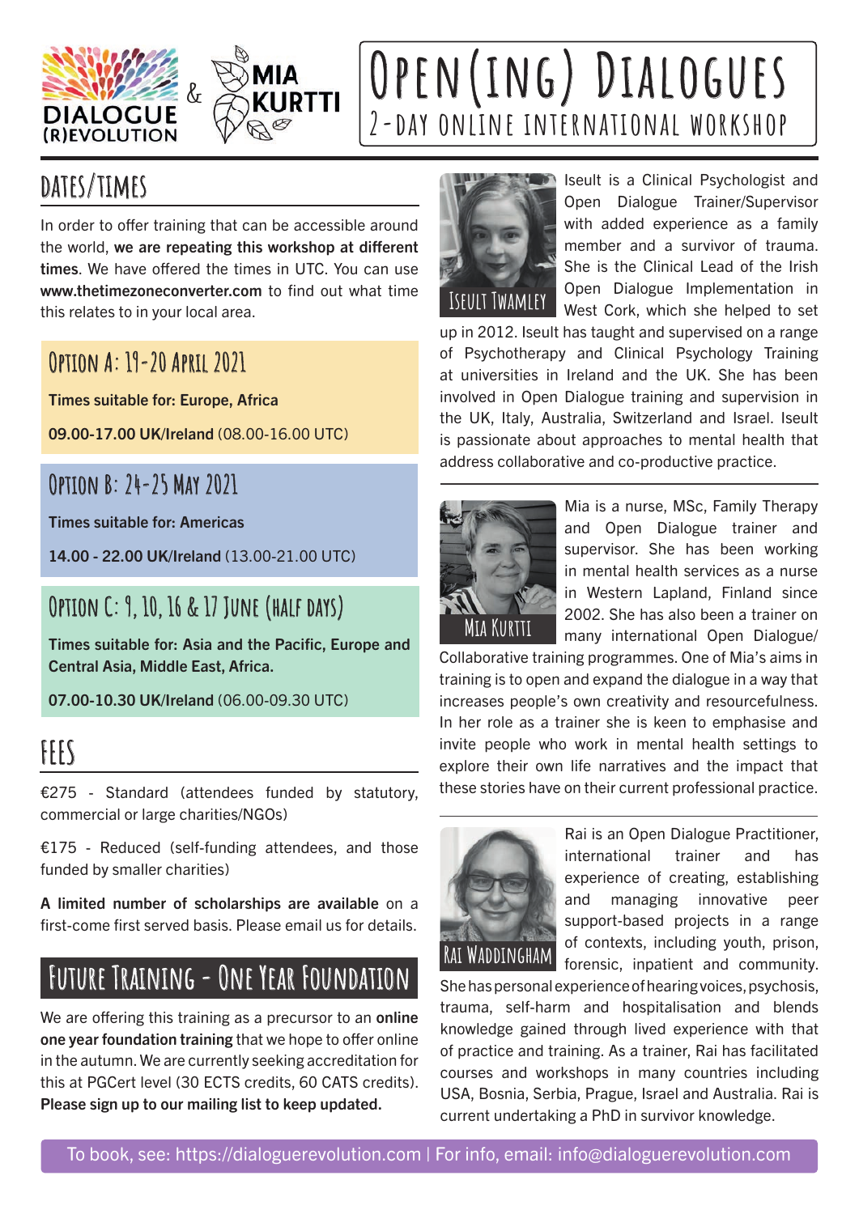DIALOGUE (R)EVOLUTION & MIA KURTTI

# Open(ing) Dialogues

## 2-Day Online International Workshop

## Dates/Times

In order to offer training that can be accessible around the world, **we are repeating this workshop at different times**. We have offered the times in UTC. You can use **www.thetimezoneconverter.com** to find out what time this relates to in your local area.

### Option A: 19-20 April 2021

**Times suitable for: Europe, Africa**

**09.00-17.00 UK/Ireland** (08.00-16.00 UTC)

### Option B: 24-25 May 2021

**Times suitable for: Americas**

**14.00 - 22.00 UK/Ireland** (13.00-21.00 UTC)

### Option C: 9, 10, 16 & 17 June (half days)

**Times suitable for: Asia and the Pacific, Europe and Central Asia, Middle East, Africa.**

**07.00-10.30 UK/Ireland** (06.00-09.30 UTC)

## Fees

€275 - Standard (attendees funded by statutory, commercial or large charities/NGOs)

€175 - Reduced (self-funding attendees, and those funded by smaller charities)

**A limited number of scholarships are available** on a first-come first served basis. Please email us for details.

## Future Training - One Year Foundation

We are offering this training as a precursor to an **online one year foundation training** that we hope to offer online in the autumn. We are currently seeking accreditation for this at PGCert level (30 ECTS credits, 60 CATS credits). **Please sign up to our mailing list to keep updated.**

### Iseult Twamley

Iseult is a Clinical Psychologist and Open Dialogue Trainer/Supervisor with added experience as a family member and a survivor of trauma. She is the Clinical Lead of the Irish Open Dialogue Implementation in West Cork, which she helped to set up in 2012. Iseult has taught and supervised on a range of Psychotherapy and Clinical Psychology Training at universities in Ireland and the UK. She has been involved in Open Dialogue training and supervision in the UK, Italy, Australia, Switzerland and Israel. Iseult is passionate about approaches to mental health that address collaborative and co-productive practice.

### Mia Kurtti

Mia is a nurse, MSc, Family Therapy and Open Dialogue trainer and supervisor. She has been working in mental health services as a nurse in Western Lapland, Finland since 2002. She has also been a trainer on many international Open Dialogue/ Collaborative training programmes. One of Mia's aims in training is to open and expand the dialogue in a way that increases people's own creativity and resourcefulness. In her role as a trainer she is keen to emphasise and invite people who work in mental health settings to explore their own life narratives and the impact that these stories have on their current professional practice.

### Rai Waddingham

Rai is an Open Dialogue Practitioner, international trainer and has experience of creating, establishing and managing innovative peer support-based projects in a range of contexts, including youth, prison, forensic, inpatient and community. She has personal experience of hearing voices, psychosis, trauma, self-harm and hospitalisation and blends knowledge gained through lived experience with that of practice and training. As a trainer, Rai has facilitated courses and workshops in many countries including USA, Bosnia, Serbia, Prague, Israel and Australia. Rai is current undertaking a PhD in survivor knowledge.

To book, see: https://dialoguerevolution.com | For info, email: info@dialoguerevolution.com